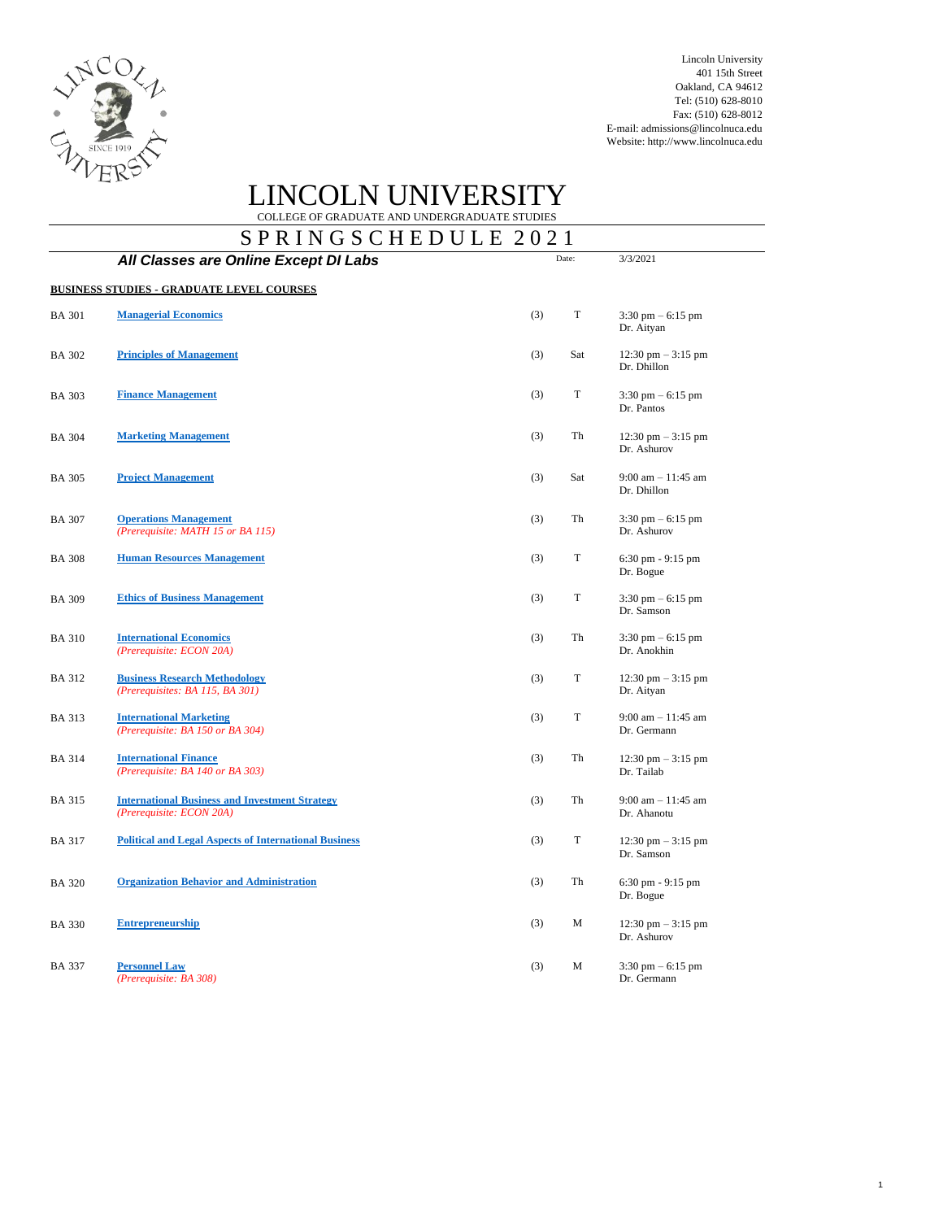Lincoln University
401 15th Street
Oakland, CA 94612
Tel: (510) 628-8010
Fax: (510) 628-8012
E-mail: admissions@lincolnuca.edu
Website: http://www.lincolnuca.edu

# LINCOLN UNIVERSITY

COLLEGE OF GRADUATE AND UNDERGRADUATE STUDIES

## SPRING SCHEDULE 2021

***All Classes are Online Except DI Labs***

Date: 3/3/2021

### BUSINESS STUDIES - GRADUATE LEVEL COURSES

| Course | Title | Units | Day | Time / Instructor |
|---|---|---|---|---|
| BA 301 | **Managerial Economics** | (3) | T | 3:30 pm – 6:15 pm<br>Dr. Aityan |
| BA 302 | **Principles of Management** | (3) | Sat | 12:30 pm – 3:15 pm<br>Dr. Dhillon |
| BA 303 | **Finance Management** | (3) | T | 3:30 pm – 6:15 pm<br>Dr. Pantos |
| BA 304 | **Marketing Management** | (3) | Th | 12:30 pm – 3:15 pm<br>Dr. Ashurov |
| BA 305 | **Project Management** | (3) | Sat | 9:00 am – 11:45 am<br>Dr. Dhillon |
| BA 307 | **Operations Management**<br>*(Prerequisite: MATH 15 or BA 115)* | (3) | Th | 3:30 pm – 6:15 pm<br>Dr. Ashurov |
| BA 308 | **Human Resources Management** | (3) | T | 6:30 pm - 9:15 pm<br>Dr. Bogue |
| BA 309 | **Ethics of Business Management** | (3) | T | 3:30 pm – 6:15 pm<br>Dr. Samson |
| BA 310 | **International Economics**<br>*(Prerequisite: ECON 20A)* | (3) | Th | 3:30 pm – 6:15 pm<br>Dr. Anokhin |
| BA 312 | **Business Research Methodology**<br>*(Prerequisites: BA 115, BA 301)* | (3) | T | 12:30 pm – 3:15 pm<br>Dr. Aityan |
| BA 313 | **International Marketing**<br>*(Prerequisite: BA 150 or BA 304)* | (3) | T | 9:00 am – 11:45 am<br>Dr. Germann |
| BA 314 | **International Finance**<br>*(Prerequisite: BA 140 or BA 303)* | (3) | Th | 12:30 pm – 3:15 pm<br>Dr. Tailab |
| BA 315 | **International Business and Investment Strategy**<br>*(Prerequisite: ECON 20A)* | (3) | Th | 9:00 am – 11:45 am<br>Dr. Ahanotu |
| BA 317 | **Political and Legal Aspects of International Business** | (3) | T | 12:30 pm – 3:15 pm<br>Dr. Samson |
| BA 320 | **Organization Behavior and Administration** | (3) | Th | 6:30 pm - 9:15 pm<br>Dr. Bogue |
| BA 330 | **Entrepreneurship** | (3) | M | 12:30 pm – 3:15 pm<br>Dr. Ashurov |
| BA 337 | **Personnel Law**<br>*(Prerequisite: BA 308)* | (3) | M | 3:30 pm – 6:15 pm<br>Dr. Germann |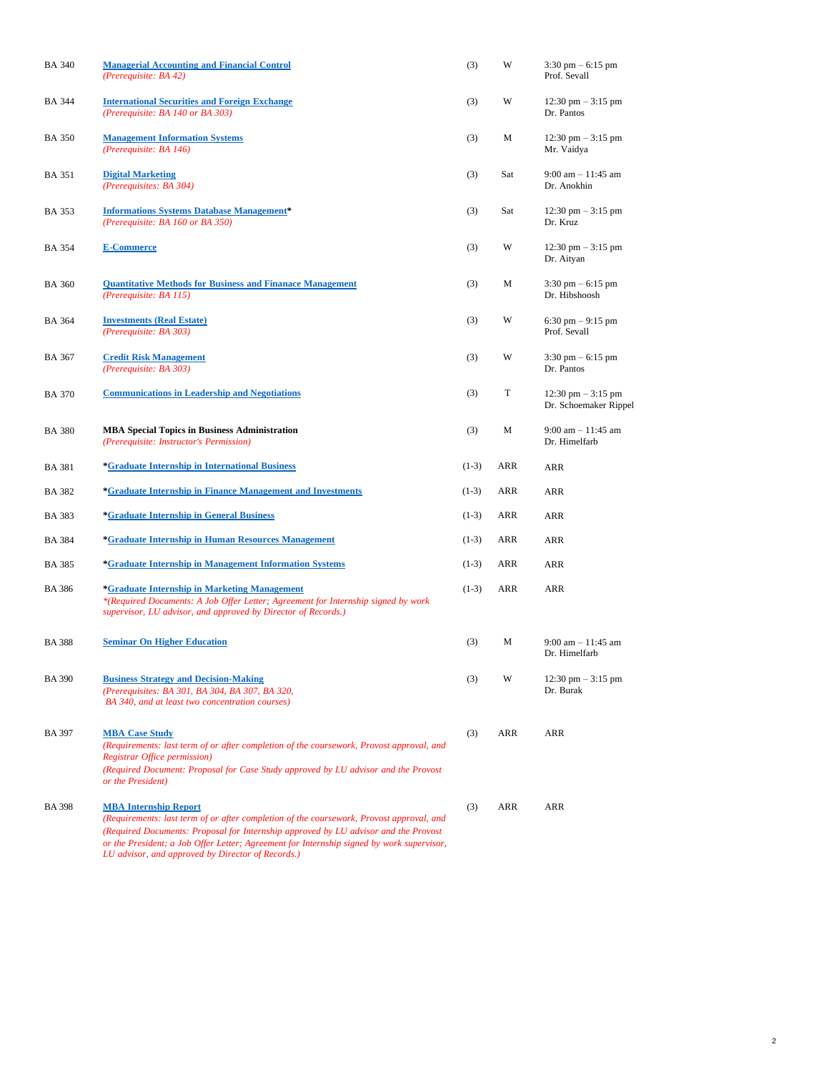| Course | Title | Credits | Day | Time / Instructor |
|---|---|---|---|---|
| BA 340 | **Managerial Accounting and Financial Control** *(Prerequisite: BA 42)* | (3) | W | 3:30 pm – 6:15 pm Prof. Sevall |
| BA 344 | **International Securities and Foreign Exchange** *(Prerequisite: BA 140 or BA 303)* | (3) | W | 12:30 pm – 3:15 pm Dr. Pantos |
| BA 350 | **Management Information Systems** *(Prerequisite: BA 146)* | (3) | M | 12:30 pm – 3:15 pm Mr. Vaidya |
| BA 351 | **Digital Marketing** *(Prerequisites: BA 304)* | (3) | Sat | 9:00 am – 11:45 am Dr. Anokhin |
| BA 353 | **Informations Systems Database Management*** *(Prerequisite: BA 160 or BA 350)* | (3) | Sat | 12:30 pm – 3:15 pm Dr. Kruz |
| BA 354 | **E-Commerce** | (3) | W | 12:30 pm – 3:15 pm Dr. Aityan |
| BA 360 | **Quantitative Methods for Business and Finanace Management** *(Prerequisite: BA 115)* | (3) | M | 3:30 pm – 6:15 pm Dr. Hibshoosh |
| BA 364 | **Investments (Real Estate)** *(Prerequisite: BA 303)* | (3) | W | 6:30 pm – 9:15 pm Prof. Sevall |
| BA 367 | **Credit Risk Management** *(Prerequisite: BA 303)* | (3) | W | 3:30 pm – 6:15 pm Dr. Pantos |
| BA 370 | **Communications in Leadership and Negotiations** | (3) | T | 12:30 pm – 3:15 pm Dr. Schoemaker Rippel |
| BA 380 | **MBA Special Topics in Business Administration** *(Prerequisite: Instructor's Permission)* | (3) | M | 9:00 am – 11:45 am Dr. Himelfarb |
| BA 381 | ***Graduate Internship in International Business** | (1-3) | ARR | ARR |
| BA 382 | ***Graduate Internship in Finance Management and Investments** | (1-3) | ARR | ARR |
| BA 383 | ***Graduate Internship in General Business** | (1-3) | ARR | ARR |
| BA 384 | ***Graduate Internship in Human Resources Management** | (1-3) | ARR | ARR |
| BA 385 | ***Graduate Internship in Management Information Systems** | (1-3) | ARR | ARR |
| BA 386 | ***Graduate Internship in Marketing Management** *\*(Required Documents: A Job Offer Letter; Agreement for Internship signed by work supervisor, LU advisor, and approved by Director of Records.)* | (1-3) | ARR | ARR |
| BA 388 | **Seminar On Higher Education** | (3) | M | 9:00 am – 11:45 am Dr. Himelfarb |
| BA 390 | **Business Strategy and Decision-Making** *(Prerequisites: BA 301, BA 304, BA 307, BA 320, BA 340, and at least two concentration courses)* | (3) | W | 12:30 pm – 3:15 pm Dr. Burak |
| BA 397 | **MBA Case Study** *(Requirements: last term of or after completion of the coursework, Provost approval, and Registrar Office permission)* *(Required Document: Proposal for Case Study approved by LU advisor and the Provost or the President)* | (3) | ARR | ARR |
| BA 398 | **MBA Internship Report** *(Requirements: last term of or after completion of the coursework, Provost approval, and (Required Documents: Proposal for Internship approved by LU advisor and the Provost or the President; a Job Offer Letter; Agreement for Internship signed by work supervisor, LU advisor, and approved by Director of Records.)* | (3) | ARR | ARR |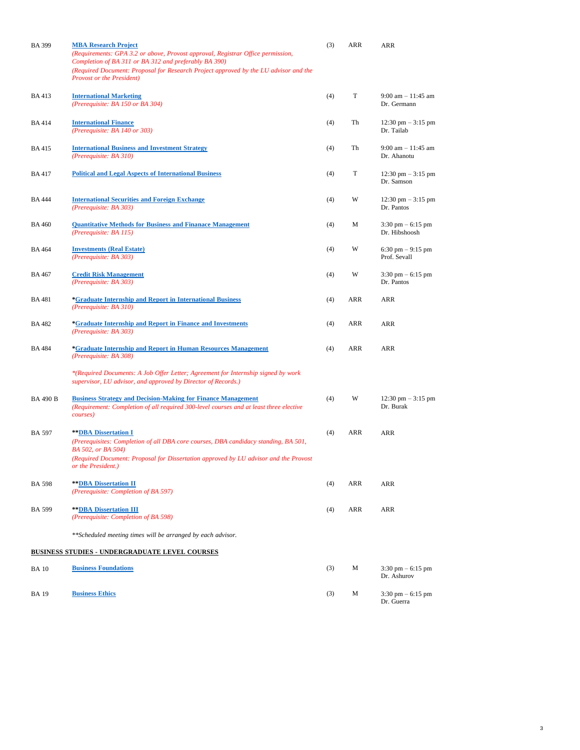| | | | | |
|---|---|---|---|---|
| BA 399 | **MBA Research Project**<br>*(Requirements: GPA 3.2 or above, Provost approval, Registrar Office permission, Completion of BA 311 or BA 312 and preferably BA 390)*<br>*(Required Document: Proposal for Research Project approved by the LU advisor and the Provost or the President)* | (3) | ARR | ARR |
| BA 413 | **International Marketing**<br>*(Prerequisite: BA 150 or BA 304)* | (4) | T | 9:00 am – 11:45 am<br>Dr. Germann |
| BA 414 | **International Finance**<br>*(Prerequisite: BA 140 or 303)* | (4) | Th | 12:30 pm – 3:15 pm<br>Dr. Tailab |
| BA 415 | **International Business and Investment Strategy**<br>*(Prerequisite: BA 310)* | (4) | Th | 9:00 am – 11:45 am<br>Dr. Ahanotu |
| BA 417 | **Political and Legal Aspects of International Business** | (4) | T | 12:30 pm – 3:15 pm<br>Dr. Samson |
| BA 444 | **International Securities and Foreign Exchange**<br>*(Prerequisite: BA 303)* | (4) | W | 12:30 pm – 3:15 pm<br>Dr. Pantos |
| BA 460 | **Quantitative Methods for Business and Finanace Management**<br>*(Prerequisite: BA 115)* | (4) | M | 3:30 pm – 6:15 pm<br>Dr. Hibshoosh |
| BA 464 | **Investments (Real Estate)**<br>*(Prerequisite: BA 303)* | (4) | W | 6:30 pm – 9:15 pm<br>Prof. Sevall |
| BA 467 | **Credit Risk Management**<br>*(Prerequisite: BA 303)* | (4) | W | 3:30 pm – 6:15 pm<br>Dr. Pantos |
| BA 481 | ***Graduate Internship and Report in International Business**<br>*(Prerequisite: BA 310)* | (4) | ARR | ARR |
| BA 482 | ***Graduate Internship and Report in Finance and Investments**<br>*(Prerequisite: BA 303)* | (4) | ARR | ARR |
| BA 484 | ***Graduate Internship and Report in Human Resources Management**<br>*(Prerequisite: BA 308)* | (4) | ARR | ARR |
| | *\*(Required Documents: A Job Offer Letter; Agreement for Internship signed by work supervisor, LU advisor, and approved by Director of Records.)* | | | |
| BA 490 B | **Business Strategy and Decision-Making for Finance Management**<br>*(Requirement: Completion of all required 300-level courses and at least three elective courses)* | (4) | W | 12:30 pm – 3:15 pm<br>Dr. Burak |
| BA 597 | ****DBA Dissertation I**<br>*(Prerequisites: Completion of all DBA core courses, DBA candidacy standing, BA 501, BA 502, or BA 504)*<br>*(Required Document: Proposal for Dissertation approved by LU advisor and the Provost or the President.)* | (4) | ARR | ARR |
| BA 598 | ****DBA Dissertation II**<br>*(Prerequisite: Completion of BA 597)* | (4) | ARR | ARR |
| BA 599 | ****DBA Dissertation III**<br>*(Prerequisite: Completion of BA 598)* | (4) | ARR | ARR |
| | *\*\*Scheduled meeting times will be arranged by each advisor.* | | | |

**BUSINESS STUDIES - UNDERGRADUATE LEVEL COURSES**

| | | | | |
|---|---|---|---|---|
| BA 10 | **Business Foundations** | (3) | M | 3:30 pm – 6:15 pm<br>Dr. Ashurov |
| BA 19 | **Business Ethics** | (3) | M | 3:30 pm – 6:15 pm<br>Dr. Guerra |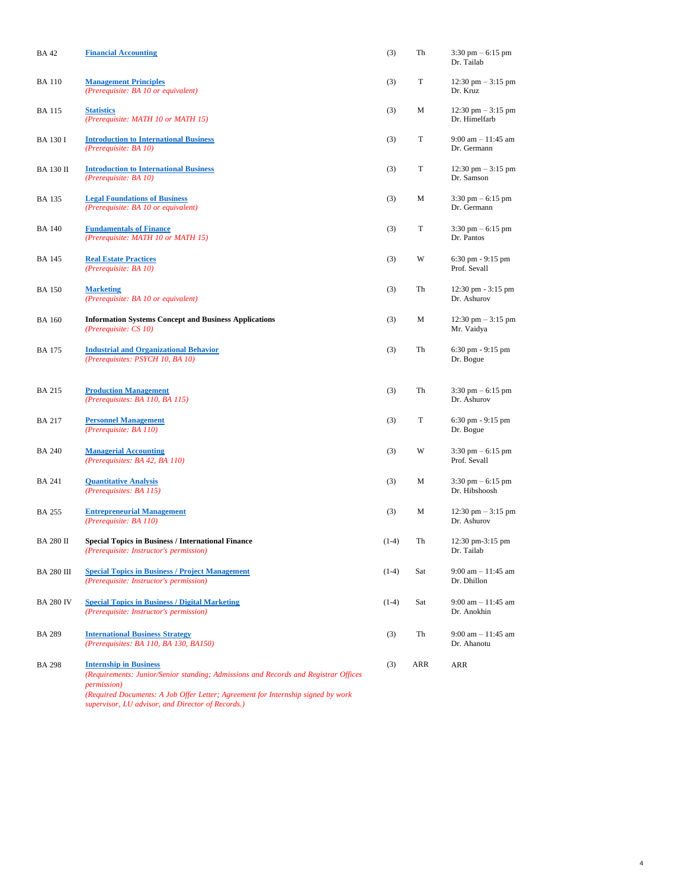| | | | | |
|---|---|---|---|---|
| BA 42 | **Financial Accounting** | (3) | Th | 3:30 pm – 6:15 pm<br>Dr. Tailab |
| BA 110 | **Management Principles**<br>*(Prerequisite: BA 10 or equivalent)* | (3) | T | 12:30 pm – 3:15 pm<br>Dr. Kruz |
| BA 115 | **Statistics**<br>*(Prerequisite: MATH 10 or MATH 15)* | (3) | M | 12:30 pm – 3:15 pm<br>Dr. Himelfarb |
| BA 130 I | **Introduction to International Business**<br>*(Prerequisite: BA 10)* | (3) | T | 9:00 am – 11:45 am<br>Dr. Germann |
| BA 130 II | **Introduction to International Business**<br>*(Prerequisite: BA 10)* | (3) | T | 12:30 pm – 3:15 pm<br>Dr. Samson |
| BA 135 | **Legal Foundations of Business**<br>*(Prerequisite: BA 10 or equivalent)* | (3) | M | 3:30 pm – 6:15 pm<br>Dr. Germann |
| BA 140 | **Fundamentals of Finance**<br>*(Prerequisite: MATH 10 or MATH 15)* | (3) | T | 3:30 pm – 6:15 pm<br>Dr. Pantos |
| BA 145 | **Real Estate Practices**<br>*(Prerequisite: BA 10)* | (3) | W | 6:30 pm - 9:15 pm<br>Prof. Sevall |
| BA 150 | **Marketing**<br>*(Prerequisite: BA 10 or equivalent)* | (3) | Th | 12:30 pm - 3:15 pm<br>Dr. Ashurov |
| BA 160 | **Information Systems Concept and Business Applications**<br>*(Prerequisite: CS 10)* | (3) | M | 12:30 pm – 3:15 pm<br>Mr. Vaidya |
| BA 175 | **Industrial and Organizational Behavior**<br>*(Prerequisites: PSYCH 10, BA 10)* | (3) | Th | 6:30 pm - 9:15 pm<br>Dr. Bogue |
| BA 215 | **Production Management**<br>*(Prerequisites: BA 110, BA 115)* | (3) | Th | 3:30 pm – 6:15 pm<br>Dr. Ashurov |
| BA 217 | **Personnel Management**<br>*(Prerequisite: BA 110)* | (3) | T | 6:30 pm - 9:15 pm<br>Dr. Bogue |
| BA 240 | **Managerial Accounting**<br>*(Prerequisites: BA 42, BA 110)* | (3) | W | 3:30 pm – 6:15 pm<br>Prof. Sevall |
| BA 241 | **Quantitative Analysis**<br>*(Prerequisites: BA 115)* | (3) | M | 3:30 pm – 6:15 pm<br>Dr. Hibshoosh |
| BA 255 | **Entrepreneurial Management**<br>*(Prerequisite: BA 110)* | (3) | M | 12:30 pm – 3:15 pm<br>Dr. Ashurov |
| BA 280 II | **Special Topics in Business / International Finance**<br>*(Prerequisite: Instructor's permission)* | (1-4) | Th | 12:30 pm-3:15 pm<br>Dr. Tailab |
| BA 280 III | **Special Topics in Business / Project Management**<br>*(Prerequisite: Instructor's permission)* | (1-4) | Sat | 9:00 am – 11:45 am<br>Dr. Dhillon |
| BA 280 IV | **Special Topics in Business / Digital Marketing**<br>*(Prerequisite: Instructor's permission)* | (1-4) | Sat | 9:00 am – 11:45 am<br>Dr. Anokhin |
| BA 289 | **International Business Strategy**<br>*(Prerequisites: BA 110, BA 130, BA150)* | (3) | Th | 9:00 am – 11:45 am<br>Dr. Ahanotu |
| BA 298 | **Internship in Business**<br>*(Requirements: Junior/Senior standing; Admissions and Records and Registrar Offices permission)*<br>*(Required Documents: A Job Offer Letter; Agreement for Internship signed by work supervisor, LU advisor, and Director of Records.)* | (3) | ARR | ARR |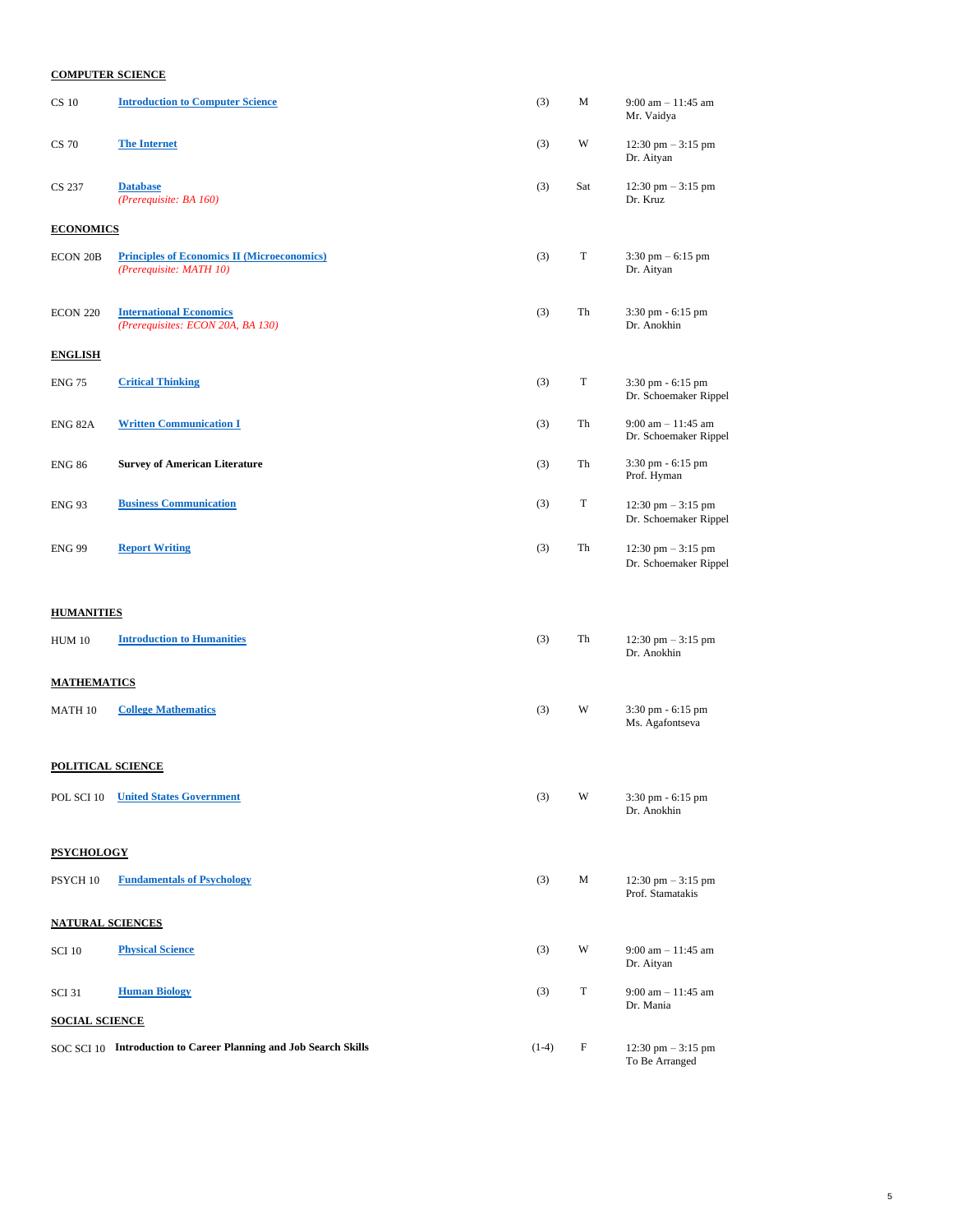**COMPUTER SCIENCE**

| | | | | |
|---|---|---|---|---|
| CS 10 | **Introduction to Computer Science** | (3) | M | 9:00 am – 11:45 am<br>Mr. Vaidya |
| CS 70 | **The Internet** | (3) | W | 12:30 pm – 3:15 pm<br>Dr. Aityan |
| CS 237 | **Database**<br>*(Prerequisite: BA 160)* | (3) | Sat | 12:30 pm – 3:15 pm<br>Dr. Kruz |

**ECONOMICS**

| | | | | |
|---|---|---|---|---|
| ECON 20B | **Principles of Economics II (Microeconomics)**<br>*(Prerequisite: MATH 10)* | (3) | T | 3:30 pm – 6:15 pm<br>Dr. Aityan |
| ECON 220 | **International Economics**<br>*(Prerequisites: ECON 20A, BA 130)* | (3) | Th | 3:30 pm - 6:15 pm<br>Dr. Anokhin |

**ENGLISH**

| | | | | |
|---|---|---|---|---|
| ENG 75 | **Critical Thinking** | (3) | T | 3:30 pm - 6:15 pm<br>Dr. Schoemaker Rippel |
| ENG 82A | **Written Communication I** | (3) | Th | 9:00 am – 11:45 am<br>Dr. Schoemaker Rippel |
| ENG 86 | **Survey of American Literature** | (3) | Th | 3:30 pm - 6:15 pm<br>Prof. Hyman |
| ENG 93 | **Business Communication** | (3) | T | 12:30 pm – 3:15 pm<br>Dr. Schoemaker Rippel |
| ENG 99 | **Report Writing** | (3) | Th | 12:30 pm – 3:15 pm<br>Dr. Schoemaker Rippel |

**HUMANITIES**

| | | | | |
|---|---|---|---|---|
| HUM 10 | **Introduction to Humanities** | (3) | Th | 12:30 pm – 3:15 pm<br>Dr. Anokhin |

**MATHEMATICS**

| | | | | |
|---|---|---|---|---|
| MATH 10 | **College Mathematics** | (3) | W | 3:30 pm - 6:15 pm<br>Ms. Agafontseva |

**POLITICAL SCIENCE**

| | | | | |
|---|---|---|---|---|
| POL SCI 10 | **United States Government** | (3) | W | 3:30 pm - 6:15 pm<br>Dr. Anokhin |

**PSYCHOLOGY**

| | | | | |
|---|---|---|---|---|
| PSYCH 10 | **Fundamentals of Psychology** | (3) | M | 12:30 pm – 3:15 pm<br>Prof. Stamatakis |

**NATURAL SCIENCES**

| | | | | |
|---|---|---|---|---|
| SCI 10 | **Physical Science** | (3) | W | 9:00 am – 11:45 am<br>Dr. Aityan |
| SCI 31 | **Human Biology** | (3) | T | 9:00 am – 11:45 am<br>Dr. Mania |

**SOCIAL SCIENCE**

| | | | | |
|---|---|---|---|---|
| SOC SCI 10 | **Introduction to Career Planning and Job Search Skills** | (1-4) | F | 12:30 pm – 3:15 pm<br>To Be Arranged |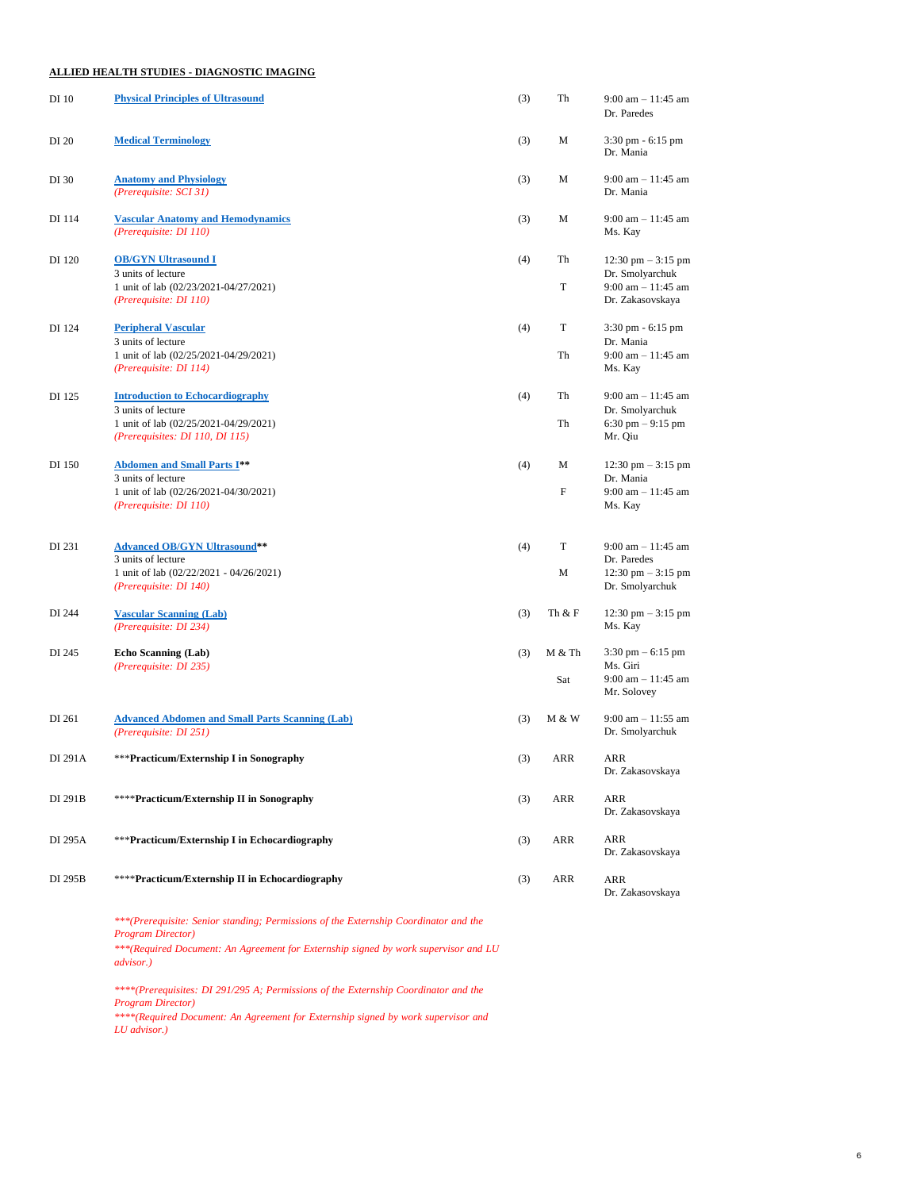**ALLIED HEALTH STUDIES - DIAGNOSTIC IMAGING**

| Course | Title | Units | Day | Time / Instructor |
|---|---|---|---|---|
| DI 10 | **Physical Principles of Ultrasound** | (3) | Th | 9:00 am – 11:45 am<br>Dr. Paredes |
| DI 20 | **Medical Terminology** | (3) | M | 3:30 pm - 6:15 pm<br>Dr. Mania |
| DI 30 | **Anatomy and Physiology**<br>*(Prerequisite: SCI 31)* | (3) | M | 9:00 am – 11:45 am<br>Dr. Mania |
| DI 114 | **Vascular Anatomy and Hemodynamics**<br>*(Prerequisite: DI 110)* | (3) | M | 9:00 am – 11:45 am<br>Ms. Kay |
| DI 120 | **OB/GYN Ultrasound I**<br>3 units of lecture<br>1 unit of lab (02/23/2021-04/27/2021)<br>*(Prerequisite: DI 110)* | (4) | Th<br><br>T | 12:30 pm – 3:15 pm<br>Dr. Smolyarchuk<br>9:00 am – 11:45 am<br>Dr. Zakasovskaya |
| DI 124 | **Peripheral Vascular**<br>3 units of lecture<br>1 unit of lab (02/25/2021-04/29/2021)<br>*(Prerequisite: DI 114)* | (4) | T<br><br>Th | 3:30 pm - 6:15 pm<br>Dr. Mania<br>9:00 am – 11:45 am<br>Ms. Kay |
| DI 125 | **Introduction to Echocardiography**<br>3 units of lecture<br>1 unit of lab (02/25/2021-04/29/2021)<br>*(Prerequisites: DI 110, DI 115)* | (4) | Th<br><br>Th | 9:00 am – 11:45 am<br>Dr. Smolyarchuk<br>6:30 pm – 9:15 pm<br>Mr. Qiu |
| DI 150 | **Abdomen and Small Parts I\*\***<br>3 units of lecture<br>1 unit of lab (02/26/2021-04/30/2021)<br>*(Prerequisite: DI 110)* | (4) | M<br><br>F | 12:30 pm – 3:15 pm<br>Dr. Mania<br>9:00 am – 11:45 am<br>Ms. Kay |
| DI 231 | **Advanced OB/GYN Ultrasound\*\***<br>3 units of lecture<br>1 unit of lab (02/22/2021 - 04/26/2021)<br>*(Prerequisite: DI 140)* | (4) | T<br><br>M | 9:00 am – 11:45 am<br>Dr. Paredes<br>12:30 pm – 3:15 pm<br>Dr. Smolyarchuk |
| DI 244 | **Vascular Scanning (Lab)**<br>*(Prerequisite: DI 234)* | (3) | Th & F | 12:30 pm – 3:15 pm<br>Ms. Kay |
| DI 245 | **Echo Scanning (Lab)**<br>*(Prerequisite: DI 235)* | (3) | M & Th<br><br>Sat | 3:30 pm – 6:15 pm<br>Ms. Giri<br>9:00 am – 11:45 am<br>Mr. Solovey |
| DI 261 | **Advanced Abdomen and Small Parts Scanning (Lab)**<br>*(Prerequisite: DI 251)* | (3) | M & W | 9:00 am – 11:55 am<br>Dr. Smolyarchuk |
| DI 291A | \*\*\***Practicum/Externship I in Sonography** | (3) | ARR | ARR<br>Dr. Zakasovskaya |
| DI 291B | \*\*\*\***Practicum/Externship II in Sonography** | (3) | ARR | ARR<br>Dr. Zakasovskaya |
| DI 295A | \*\*\***Practicum/Externship I in Echocardiography** | (3) | ARR | ARR<br>Dr. Zakasovskaya |
| DI 295B | \*\*\*\***Practicum/Externship II in Echocardiography** | (3) | ARR | ARR<br>Dr. Zakasovskaya |

*\*\*\*(Prerequisite: Senior standing; Permissions of the Externship Coordinator and the Program Director)*
*\*\*\*(Required Document: An Agreement for Externship signed by work supervisor and LU advisor.)*

*\*\*\*\*(Prerequisites: DI 291/295 A; Permissions of the Externship Coordinator and the Program Director)*
*\*\*\*\*(Required Document: An Agreement for Externship signed by work supervisor and LU advisor.)*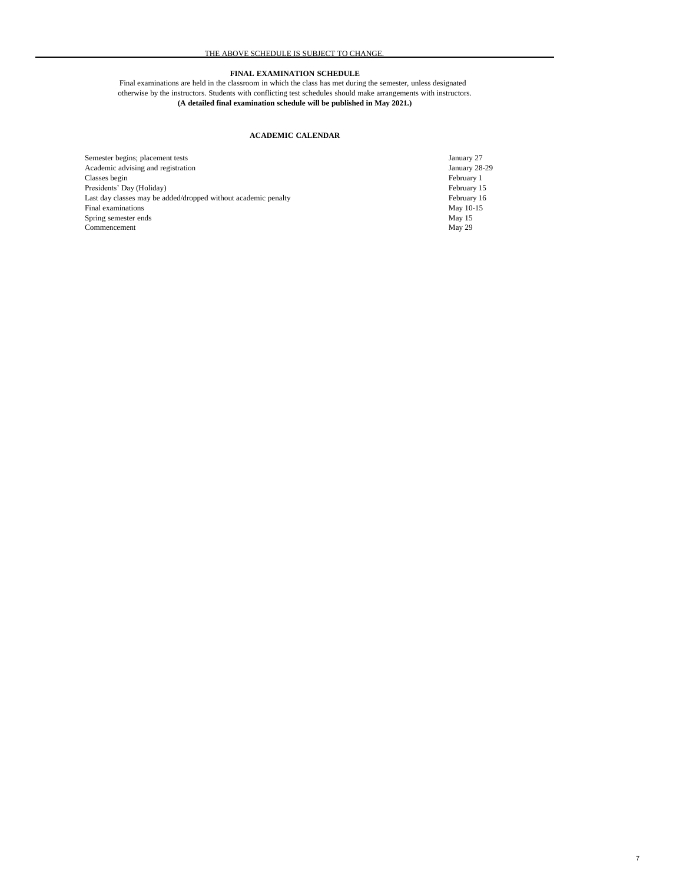THE ABOVE SCHEDULE IS SUBJECT TO CHANGE.

## FINAL EXAMINATION SCHEDULE

Final examinations are held in the classroom in which the class has met during the semester, unless designated otherwise by the instructors. Students with conflicting test schedules should make arrangements with instructors.

**(A detailed final examination schedule will be published in May 2021.)**

## ACADEMIC CALENDAR

| | |
|---|---|
| Semester begins; placement tests | January 27 |
| Academic advising and registration | January 28-29 |
| Classes begin | February 1 |
| Presidents' Day (Holiday) | February 15 |
| Last day classes may be added/dropped without academic penalty | February 16 |
| Final examinations | May 10-15 |
| Spring semester ends | May 15 |
| Commencement | May 29 |